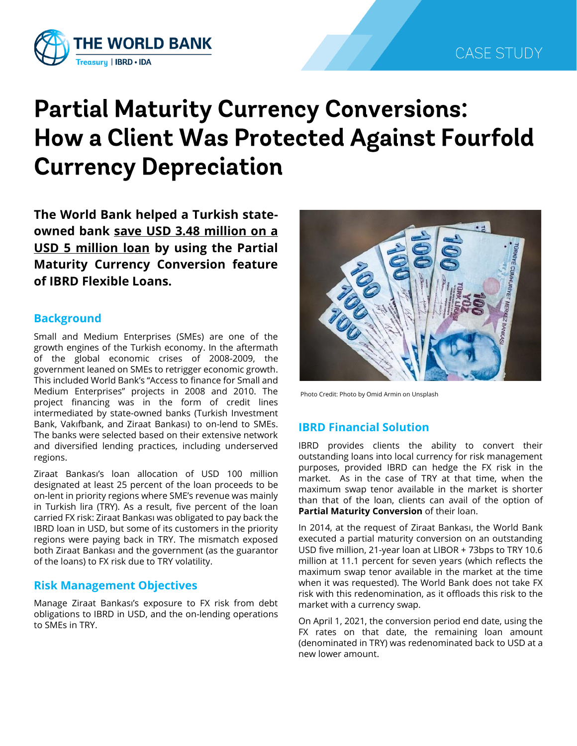THE WORLD BANK
Treasury | IBRD • IDA

CASE STUDY

# Partial Maturity Currency Conversions: How a Client Was Protected Against Fourfold Currency Depreciation

**The World Bank helped a Turkish state-owned bank save USD 3.48 million on a USD 5 million loan by using the Partial Maturity Currency Conversion feature of IBRD Flexible Loans.**

## Background

Small and Medium Enterprises (SMEs) are one of the growth engines of the Turkish economy. In the aftermath of the global economic crises of 2008-2009, the government leaned on SMEs to retrigger economic growth. This included World Bank's "Access to finance for Small and Medium Enterprises" projects in 2008 and 2010. The project financing was in the form of credit lines intermediated by state-owned banks (Turkish Investment Bank, Vakıfbank, and Ziraat Bankası) to on-lend to SMEs. The banks were selected based on their extensive network and diversified lending practices, including underserved regions.

Ziraat Bankası's loan allocation of USD 100 million designated at least 25 percent of the loan proceeds to be on-lent in priority regions where SME's revenue was mainly in Turkish lira (TRY). As a result, five percent of the loan carried FX risk: Ziraat Bankası was obligated to pay back the IBRD loan in USD, but some of its customers in the priority regions were paying back in TRY. The mismatch exposed both Ziraat Bankası and the government (as the guarantor of the loans) to FX risk due to TRY volatility.

## Risk Management Objectives

Manage Ziraat Bankası's exposure to FX risk from debt obligations to IBRD in USD, and the on-lending operations to SMEs in TRY.

Photo Credit: Photo by Omid Armin on Unsplash

## IBRD Financial Solution

IBRD provides clients the ability to convert their outstanding loans into local currency for risk management purposes, provided IBRD can hedge the FX risk in the market. As in the case of TRY at that time, when the maximum swap tenor available in the market is shorter than that of the loan, clients can avail of the option of **Partial Maturity Conversion** of their loan.

In 2014, at the request of Ziraat Bankası, the World Bank executed a partial maturity conversion on an outstanding USD five million, 21-year loan at LIBOR + 73bps to TRY 10.6 million at 11.1 percent for seven years (which reflects the maximum swap tenor available in the market at the time when it was requested). The World Bank does not take FX risk with this redenomination, as it offloads this risk to the market with a currency swap.

On April 1, 2021, the conversion period end date, using the FX rates on that date, the remaining loan amount (denominated in TRY) was redenominated back to USD at a new lower amount.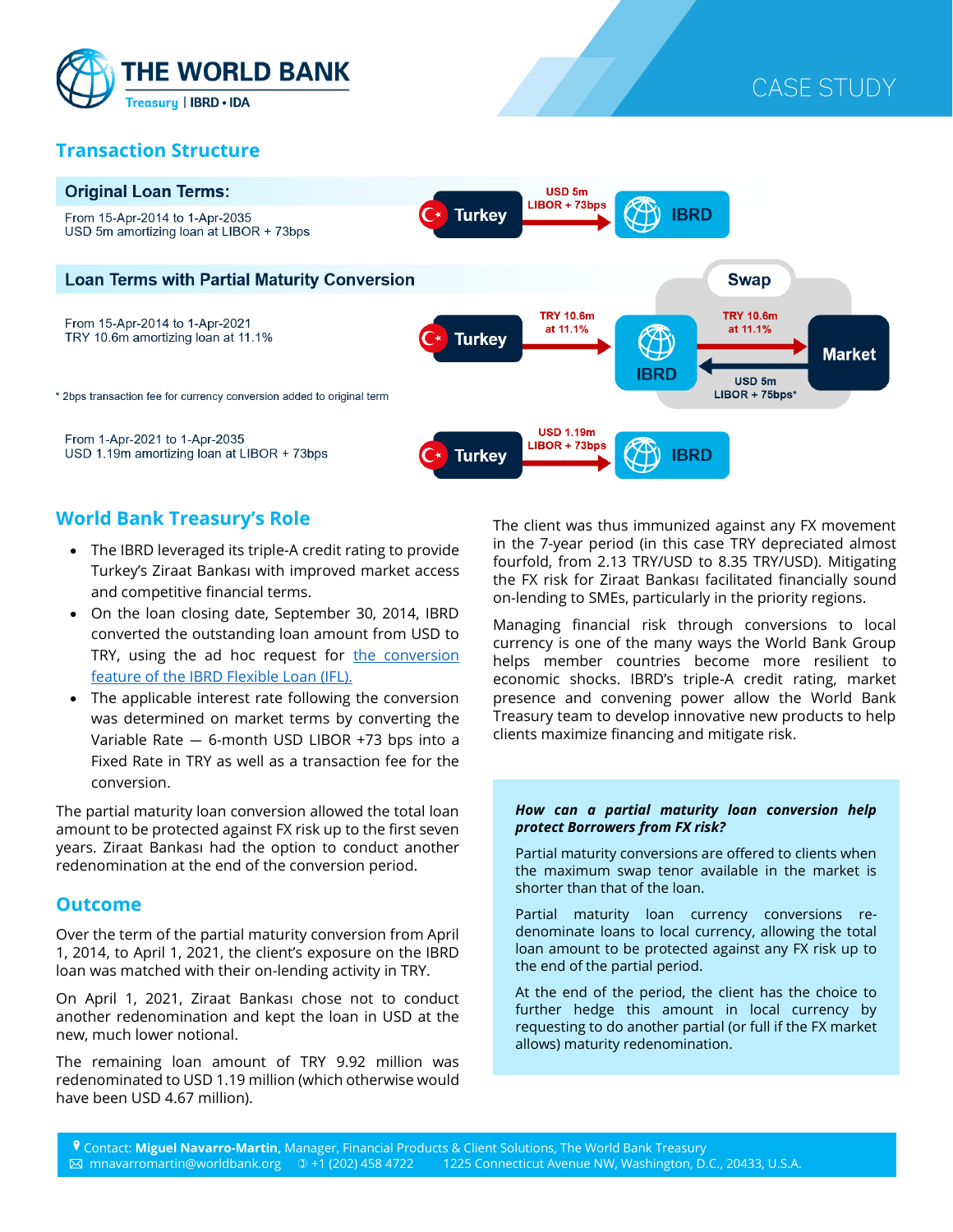CASE STUDY

## Transaction Structure

### Original Loan Terms:

From 15-Apr-2014 to 1-Apr-2035
USD 5m amortizing loan at LIBOR + 73bps

Turkey
USD 5m
LIBOR + 73bps
IBRD

### Loan Terms with Partial Maturity Conversion

From 15-Apr-2014 to 1-Apr-2021
TRY 10.6m amortizing loan at 11.1%

Turkey
TRY 10.6m
at 11.1%
IBRD
Swap
TRY 10.6m
at 11.1%
Market
USD 5m
LIBOR + 75bps*

\* 2bps transaction fee for currency conversion added to original term

From 1-Apr-2021 to 1-Apr-2035
USD 1.19m amortizing loan at LIBOR + 73bps

Turkey
USD 1.19m
LIBOR + 73bps
IBRD

## World Bank Treasury's Role

- The IBRD leveraged its triple-A credit rating to provide Turkey's Ziraat Bankası with improved market access and competitive financial terms.
- On the loan closing date, September 30, 2014, IBRD converted the outstanding loan amount from USD to TRY, using the ad hoc request for the conversion feature of the IBRD Flexible Loan (IFL).
- The applicable interest rate following the conversion was determined on market terms by converting the Variable Rate — 6-month USD LIBOR +73 bps into a Fixed Rate in TRY as well as a transaction fee for the conversion.

The partial maturity loan conversion allowed the total loan amount to be protected against FX risk up to the first seven years. Ziraat Bankası had the option to conduct another redenomination at the end of the conversion period.

## Outcome

Over the term of the partial maturity conversion from April 1, 2014, to April 1, 2021, the client's exposure on the IBRD loan was matched with their on-lending activity in TRY.

On April 1, 2021, Ziraat Bankası chose not to conduct another redenomination and kept the loan in USD at the new, much lower notional.

The remaining loan amount of TRY 9.92 million was redenominated to USD 1.19 million (which otherwise would have been USD 4.67 million).

The client was thus immunized against any FX movement in the 7-year period (in this case TRY depreciated almost fourfold, from 2.13 TRY/USD to 8.35 TRY/USD). Mitigating the FX risk for Ziraat Bankası facilitated financially sound on-lending to SMEs, particularly in the priority regions.

Managing financial risk through conversions to local currency is one of the many ways the World Bank Group helps member countries become more resilient to economic shocks. IBRD's triple-A credit rating, market presence and convening power allow the World Bank Treasury team to develop innovative new products to help clients maximize financing and mitigate risk.

***How can a partial maturity loan conversion help protect Borrowers from FX risk?***

Partial maturity conversions are offered to clients when the maximum swap tenor available in the market is shorter than that of the loan.

Partial maturity loan currency conversions re-denominate loans to local currency, allowing the total loan amount to be protected against any FX risk up to the end of the partial period.

At the end of the period, the client has the choice to further hedge this amount in local currency by requesting to do another partial (or full if the FX market allows) maturity redenomination.

Contact: **Miguel Navarro-Martin,** Manager, Financial Products & Client Solutions, The World Bank Treasury
mnavarromartin@worldbank.org +1 (202) 458 4722 1225 Connecticut Avenue NW, Washington, D.C., 20433, U.S.A.